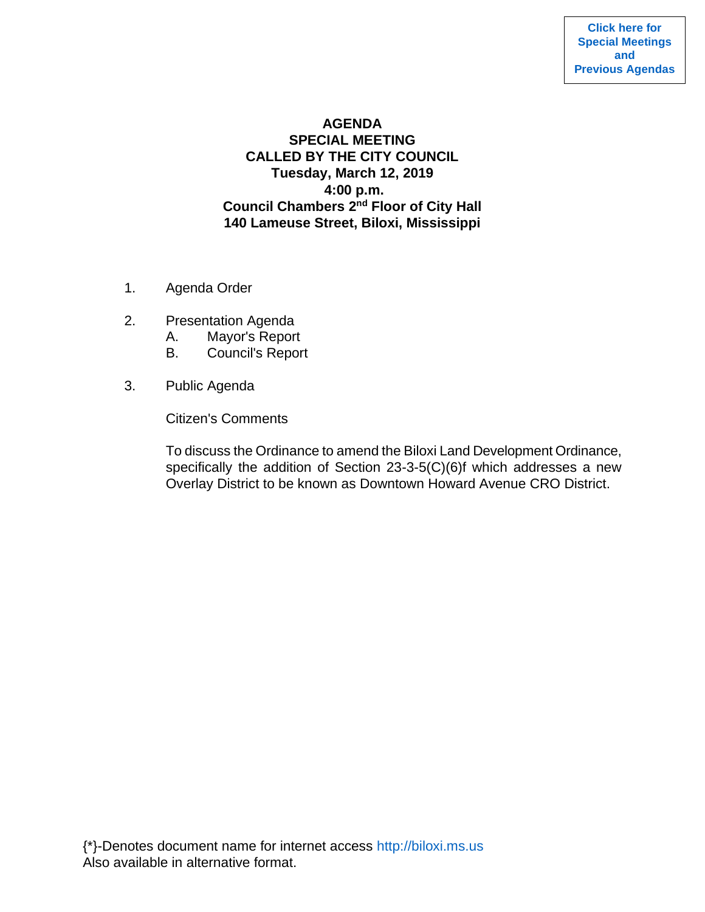Click here for Special Meetings and Previous Agendas

# AGENDA
## SPECIAL MEETING
## CALLED BY THE CITY COUNCIL
## Tuesday, March 12, 2019
## 4:00 p.m.
## Council Chambers 2nd Floor of City Hall
## 140 Lameuse Street, Biloxi, Mississippi

1. Agenda Order

2. Presentation Agenda
   - A. Mayor's Report
   - B. Council's Report

3. Public Agenda

   Citizen's Comments

   To discuss the Ordinance to amend the Biloxi Land Development Ordinance, specifically the addition of Section 23-3-5(C)(6)f which addresses a new Overlay District to be known as Downtown Howard Avenue CRO District.

{*}-Denotes document name for internet access http://biloxi.ms.us
Also available in alternative format.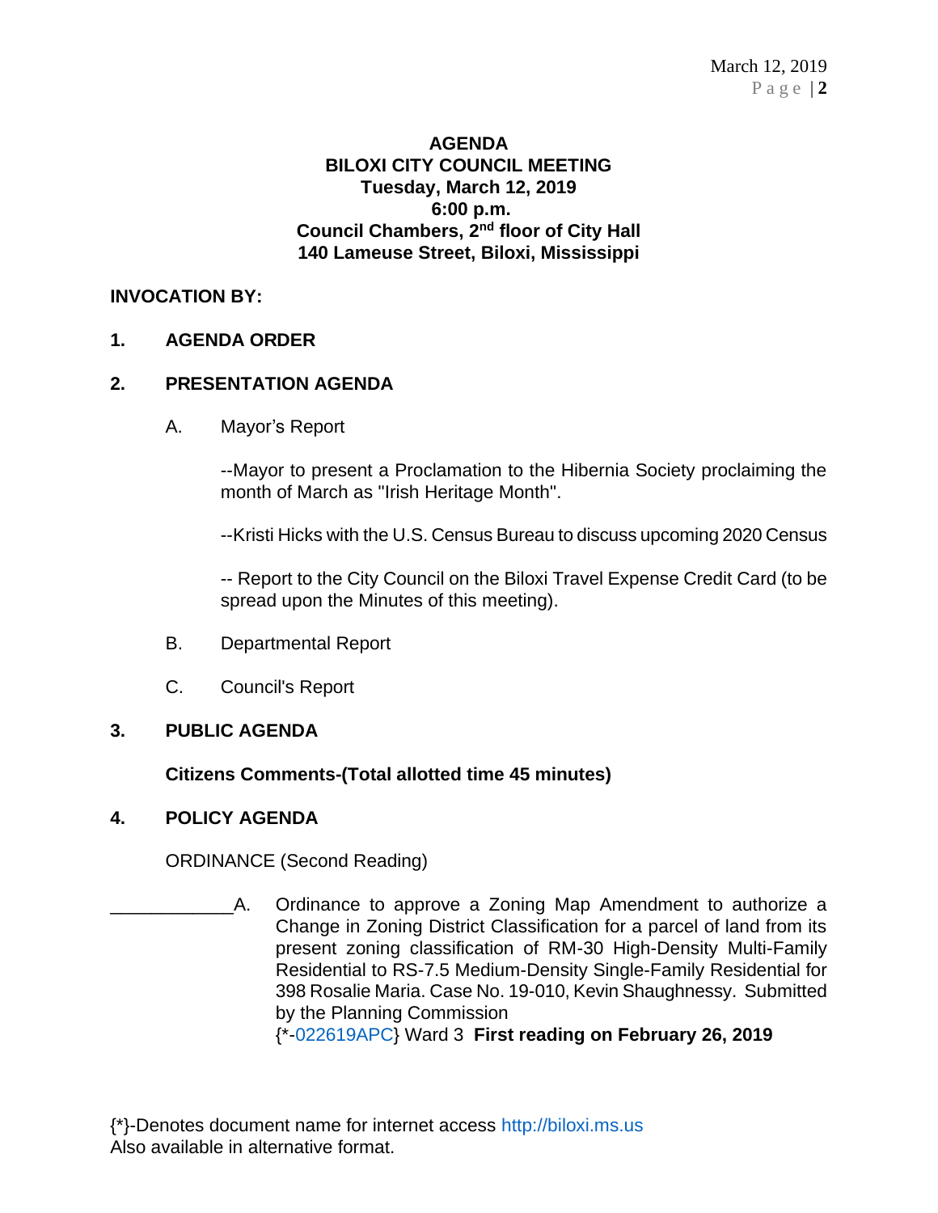**AGENDA**
**BILOXI CITY COUNCIL MEETING**
**Tuesday, March 12, 2019**
**6:00 p.m.**
**Council Chambers, 2nd floor of City Hall**
**140 Lameuse Street, Biloxi, Mississippi**

**INVOCATION BY:**

**1. AGENDA ORDER**

**2. PRESENTATION AGENDA**

A. Mayor's Report

--Mayor to present a Proclamation to the Hibernia Society proclaiming the month of March as "Irish Heritage Month".

--Kristi Hicks with the U.S. Census Bureau to discuss upcoming 2020 Census

-- Report to the City Council on the Biloxi Travel Expense Credit Card (to be spread upon the Minutes of this meeting).

B. Departmental Report

C. Council's Report

**3. PUBLIC AGENDA**

**Citizens Comments-(Total allotted time 45 minutes)**

**4. POLICY AGENDA**

ORDINANCE (Second Reading)

____________A. Ordinance to approve a Zoning Map Amendment to authorize a Change in Zoning District Classification for a parcel of land from its present zoning classification of RM-30 High-Density Multi-Family Residential to RS-7.5 Medium-Density Single-Family Residential for 398 Rosalie Maria. Case No. 19-010, Kevin Shaughnessy. Submitted by the Planning Commission
{*-022619APC} Ward 3 **First reading on February 26, 2019**

{*}-Denotes document name for internet access http://biloxi.ms.us
Also available in alternative format.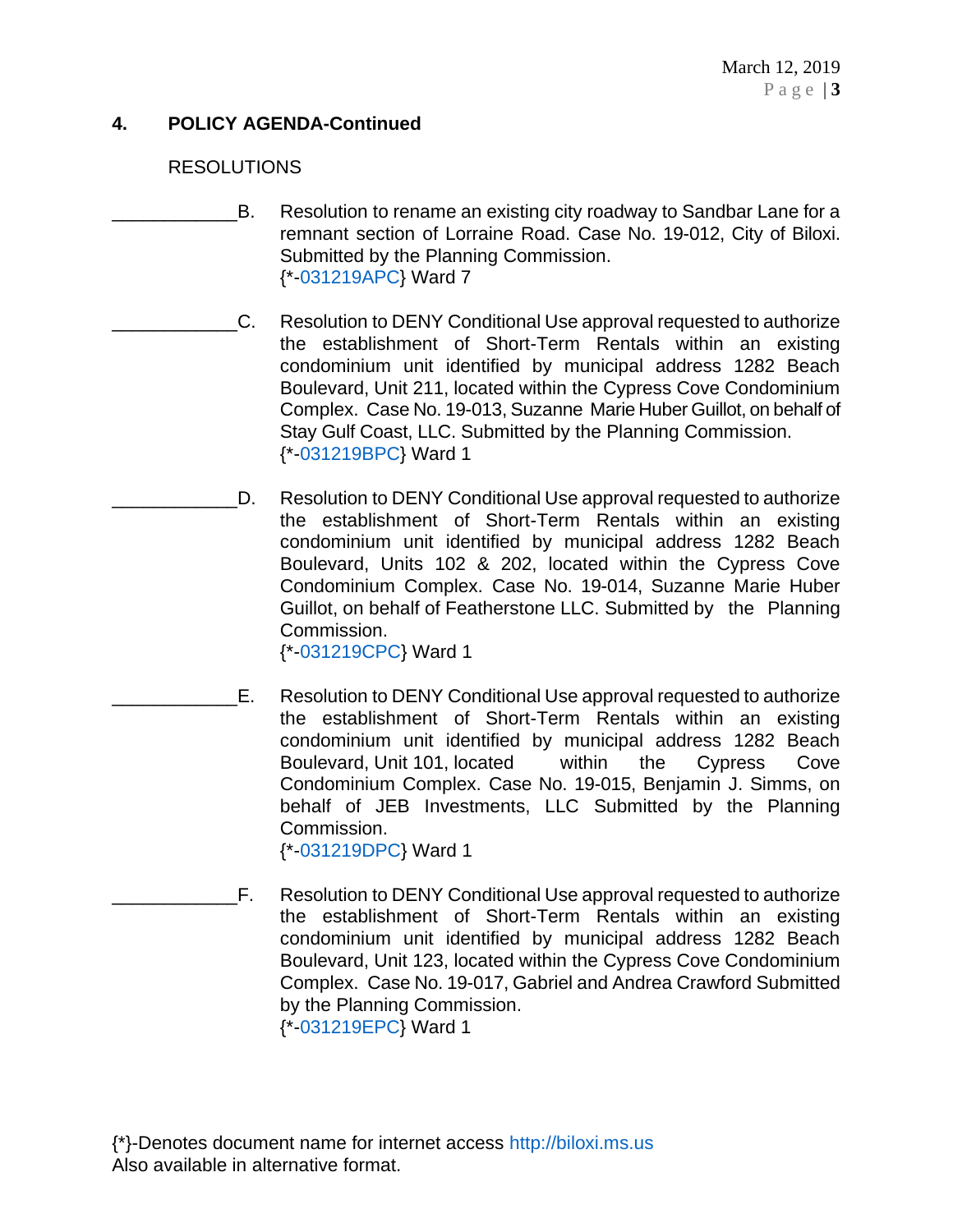## 4. POLICY AGENDA-Continued

RESOLUTIONS

____________B. Resolution to rename an existing city roadway to Sandbar Lane for a remnant section of Lorraine Road. Case No. 19-012, City of Biloxi. Submitted by the Planning Commission.
{*-031219APC} Ward 7

____________C. Resolution to DENY Conditional Use approval requested to authorize the establishment of Short-Term Rentals within an existing condominium unit identified by municipal address 1282 Beach Boulevard, Unit 211, located within the Cypress Cove Condominium Complex. Case No. 19-013, Suzanne Marie Huber Guillot, on behalf of Stay Gulf Coast, LLC. Submitted by the Planning Commission.
{*-031219BPC} Ward 1

____________D. Resolution to DENY Conditional Use approval requested to authorize the establishment of Short-Term Rentals within an existing condominium unit identified by municipal address 1282 Beach Boulevard, Units 102 & 202, located within the Cypress Cove Condominium Complex. Case No. 19-014, Suzanne Marie Huber Guillot, on behalf of Featherstone LLC. Submitted by the Planning Commission.
{*-031219CPC} Ward 1

____________E. Resolution to DENY Conditional Use approval requested to authorize the establishment of Short-Term Rentals within an existing condominium unit identified by municipal address 1282 Beach Boulevard, Unit 101, located within the Cypress Cove Condominium Complex. Case No. 19-015, Benjamin J. Simms, on behalf of JEB Investments, LLC Submitted by the Planning Commission.
{*-031219DPC} Ward 1

____________F. Resolution to DENY Conditional Use approval requested to authorize the establishment of Short-Term Rentals within an existing condominium unit identified by municipal address 1282 Beach Boulevard, Unit 123, located within the Cypress Cove Condominium Complex. Case No. 19-017, Gabriel and Andrea Crawford Submitted by the Planning Commission.
{*-031219EPC} Ward 1

{*}-Denotes document name for internet access http://biloxi.ms.us
Also available in alternative format.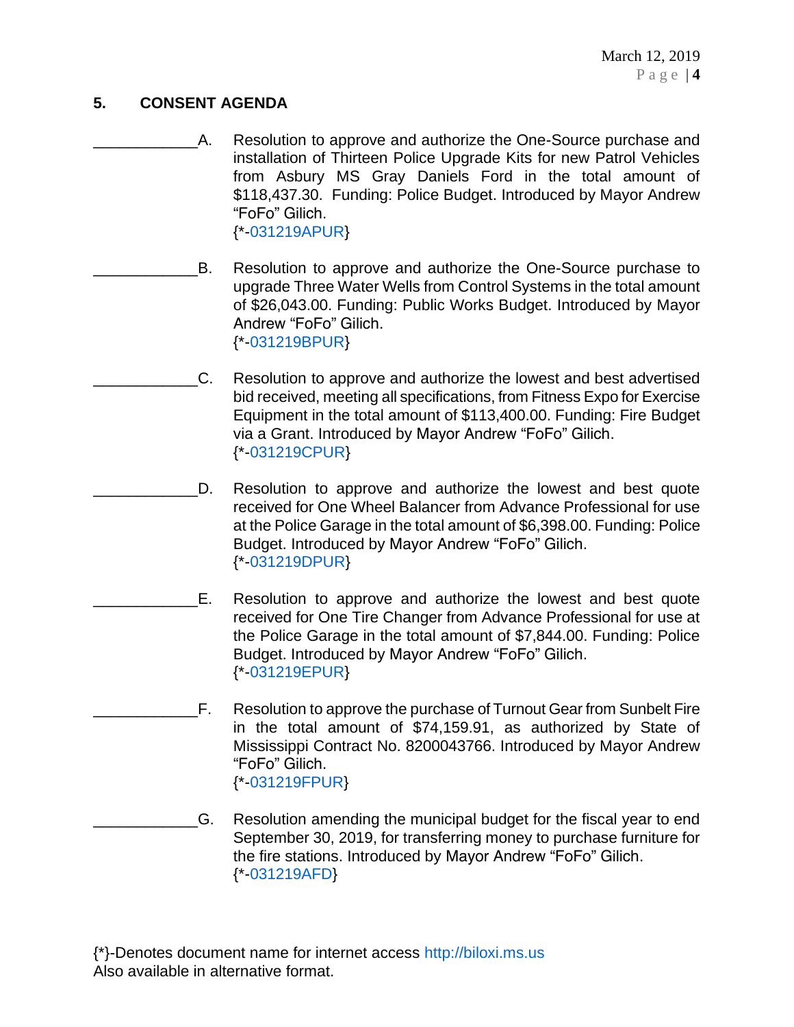## 5. CONSENT AGENDA

____________A. Resolution to approve and authorize the One-Source purchase and installation of Thirteen Police Upgrade Kits for new Patrol Vehicles from Asbury MS Gray Daniels Ford in the total amount of $118,437.30. Funding: Police Budget. Introduced by Mayor Andrew "FoFo" Gilich.
{*-031219APUR}

____________B. Resolution to approve and authorize the One-Source purchase to upgrade Three Water Wells from Control Systems in the total amount of $26,043.00. Funding: Public Works Budget. Introduced by Mayor Andrew "FoFo" Gilich.
{*-031219BPUR}

____________C. Resolution to approve and authorize the lowest and best advertised bid received, meeting all specifications, from Fitness Expo for Exercise Equipment in the total amount of $113,400.00. Funding: Fire Budget via a Grant. Introduced by Mayor Andrew "FoFo" Gilich.
{*-031219CPUR}

____________D. Resolution to approve and authorize the lowest and best quote received for One Wheel Balancer from Advance Professional for use at the Police Garage in the total amount of $6,398.00. Funding: Police Budget. Introduced by Mayor Andrew "FoFo" Gilich.
{*-031219DPUR}

____________E. Resolution to approve and authorize the lowest and best quote received for One Tire Changer from Advance Professional for use at the Police Garage in the total amount of $7,844.00. Funding: Police Budget. Introduced by Mayor Andrew "FoFo" Gilich.
{*-031219EPUR}

____________F. Resolution to approve the purchase of Turnout Gear from Sunbelt Fire in the total amount of $74,159.91, as authorized by State of Mississippi Contract No. 8200043766. Introduced by Mayor Andrew "FoFo" Gilich.
{*-031219FPUR}

____________G. Resolution amending the municipal budget for the fiscal year to end September 30, 2019, for transferring money to purchase furniture for the fire stations. Introduced by Mayor Andrew "FoFo" Gilich.
{*-031219AFD}

{*}-Denotes document name for internet access http://biloxi.ms.us
Also available in alternative format.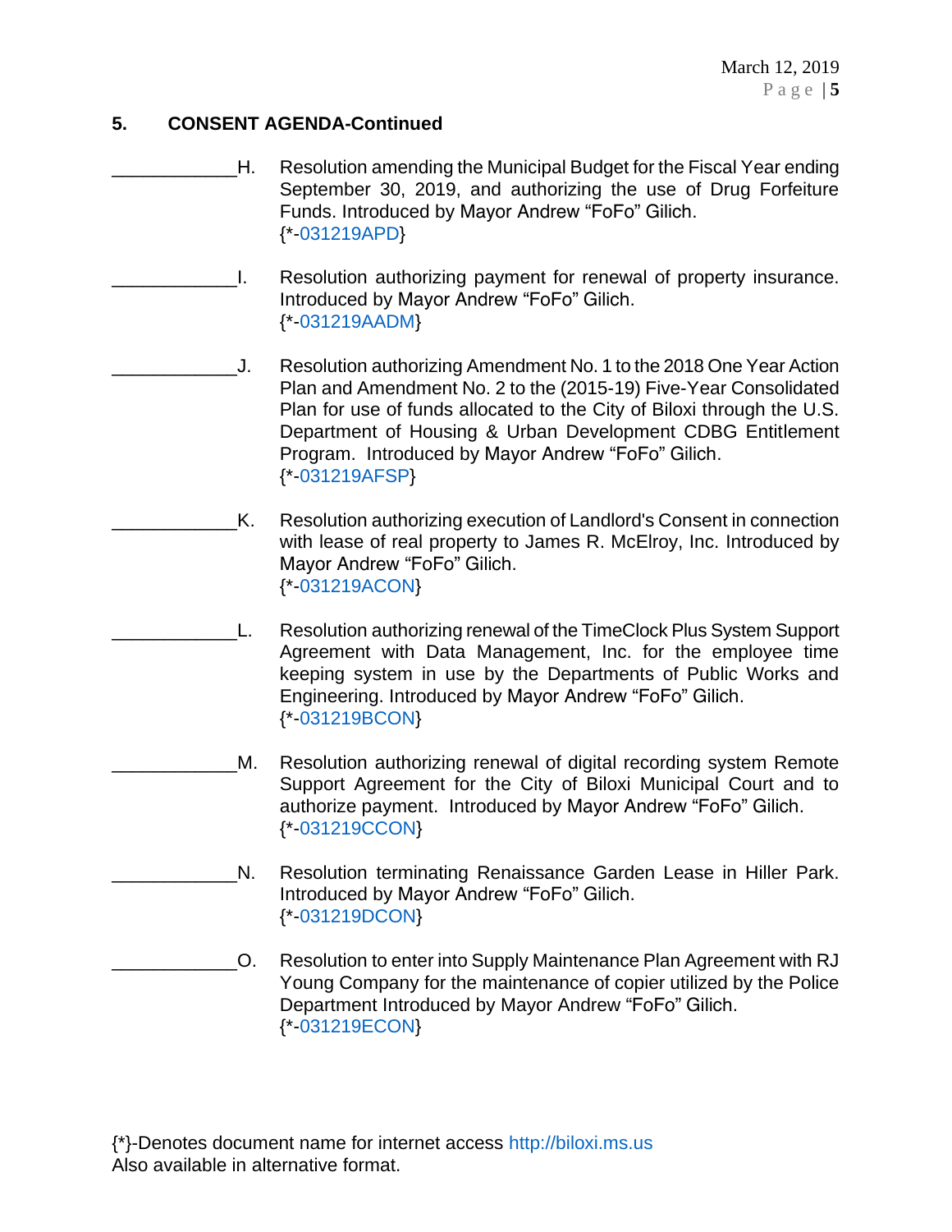## 5. CONSENT AGENDA-Continued

____________H. Resolution amending the Municipal Budget for the Fiscal Year ending September 30, 2019, and authorizing the use of Drug Forfeiture Funds. Introduced by Mayor Andrew "FoFo" Gilich.
{*-031219APD}

____________I. Resolution authorizing payment for renewal of property insurance. Introduced by Mayor Andrew "FoFo" Gilich.
{*-031219AADM}

____________J. Resolution authorizing Amendment No. 1 to the 2018 One Year Action Plan and Amendment No. 2 to the (2015-19) Five-Year Consolidated Plan for use of funds allocated to the City of Biloxi through the U.S. Department of Housing & Urban Development CDBG Entitlement Program. Introduced by Mayor Andrew "FoFo" Gilich.
{*-031219AFSP}

____________K. Resolution authorizing execution of Landlord's Consent in connection with lease of real property to James R. McElroy, Inc. Introduced by Mayor Andrew "FoFo" Gilich.
{*-031219ACON}

____________L. Resolution authorizing renewal of the TimeClock Plus System Support Agreement with Data Management, Inc. for the employee time keeping system in use by the Departments of Public Works and Engineering. Introduced by Mayor Andrew "FoFo" Gilich.
{*-031219BCON}

____________M. Resolution authorizing renewal of digital recording system Remote Support Agreement for the City of Biloxi Municipal Court and to authorize payment. Introduced by Mayor Andrew "FoFo" Gilich.
{*-031219CCON}

____________N. Resolution terminating Renaissance Garden Lease in Hiller Park. Introduced by Mayor Andrew "FoFo" Gilich.
{*-031219DCON}

____________O. Resolution to enter into Supply Maintenance Plan Agreement with RJ Young Company for the maintenance of copier utilized by the Police Department Introduced by Mayor Andrew "FoFo" Gilich.
{*-031219ECON}

{*}-Denotes document name for internet access http://biloxi.ms.us
Also available in alternative format.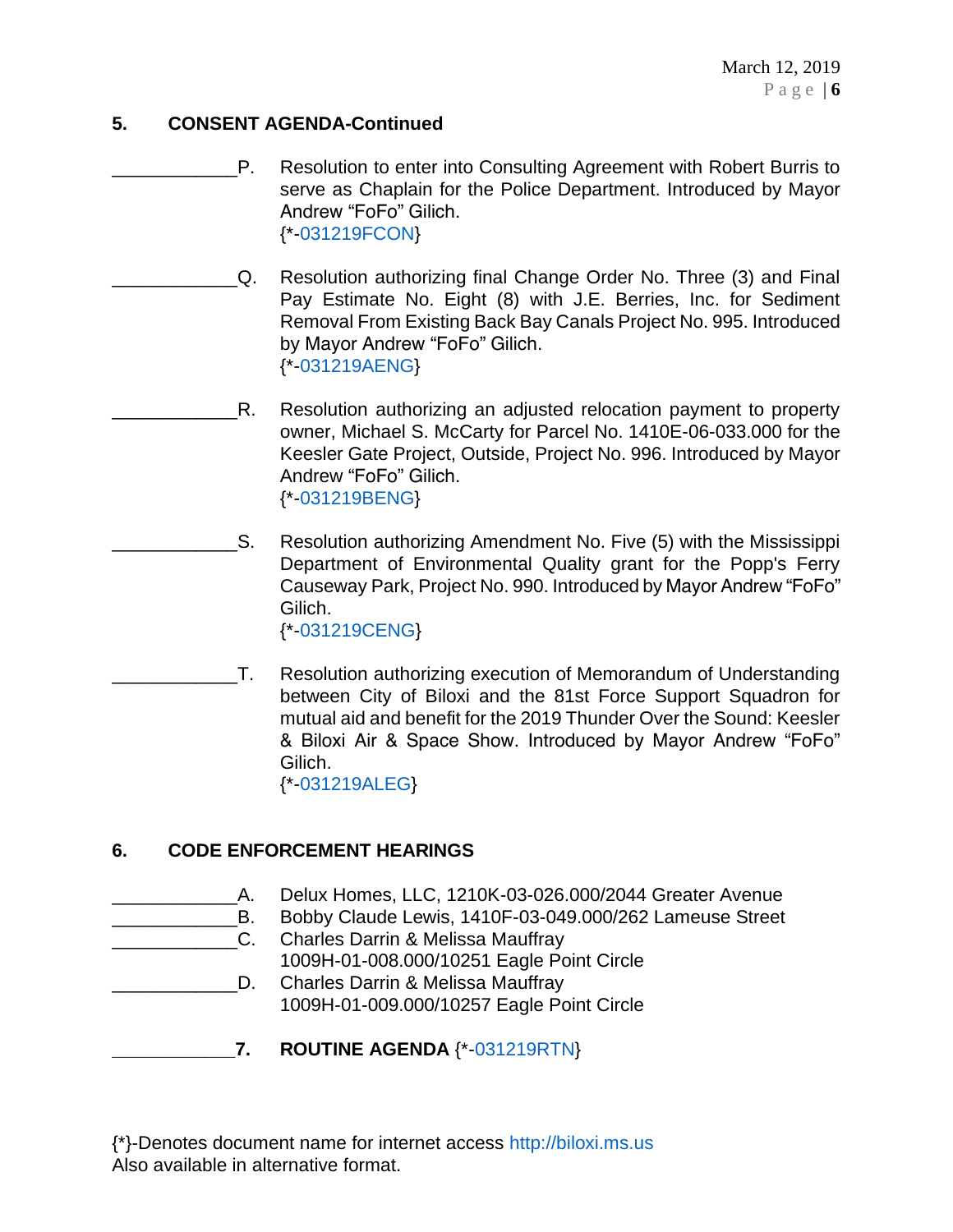## 5. CONSENT AGENDA-Continued

____________P. Resolution to enter into Consulting Agreement with Robert Burris to serve as Chaplain for the Police Department. Introduced by Mayor Andrew “FoFo” Gilich.
{*-031219FCON}

____________Q. Resolution authorizing final Change Order No. Three (3) and Final Pay Estimate No. Eight (8) with J.E. Berries, Inc. for Sediment Removal From Existing Back Bay Canals Project No. 995. Introduced by Mayor Andrew “FoFo” Gilich.
{*-031219AENG}

____________R. Resolution authorizing an adjusted relocation payment to property owner, Michael S. McCarty for Parcel No. 1410E-06-033.000 for the Keesler Gate Project, Outside, Project No. 996. Introduced by Mayor Andrew “FoFo” Gilich.
{*-031219BENG}

____________S. Resolution authorizing Amendment No. Five (5) with the Mississippi Department of Environmental Quality grant for the Popp's Ferry Causeway Park, Project No. 990. Introduced by Mayor Andrew “FoFo” Gilich.
{*-031219CENG}

____________T. Resolution authorizing execution of Memorandum of Understanding between City of Biloxi and the 81st Force Support Squadron for mutual aid and benefit for the 2019 Thunder Over the Sound: Keesler & Biloxi Air & Space Show. Introduced by Mayor Andrew “FoFo” Gilich.
{*-031219ALEG}

## 6. CODE ENFORCEMENT HEARINGS

____________A. Delux Homes, LLC, 1210K-03-026.000/2044 Greater Avenue
____________B. Bobby Claude Lewis, 1410F-03-049.000/262 Lameuse Street
____________C. Charles Darrin & Melissa Mauffray
1009H-01-008.000/10251 Eagle Point Circle
____________D. Charles Darrin & Melissa Mauffray
1009H-01-009.000/10257 Eagle Point Circle

____________**7. ROUTINE AGENDA** {*-031219RTN}

{*}-Denotes document name for internet access http://biloxi.ms.us
Also available in alternative format.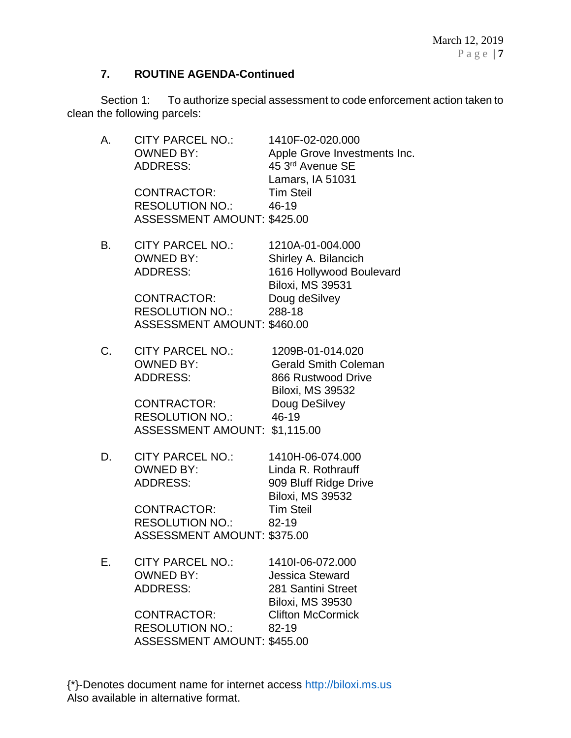### 7. ROUTINE AGENDA-Continued

Section 1: To authorize special assessment to code enforcement action taken to clean the following parcels:

A. CITY PARCEL NO.: 1410F-02-020.000
OWNED BY: Apple Grove Investments Inc.
ADDRESS: 45 3rd Avenue SE
Lamars, IA 51031
CONTRACTOR: Tim Steil
RESOLUTION NO.: 46-19
ASSESSMENT AMOUNT: $425.00

B. CITY PARCEL NO.: 1210A-01-004.000
OWNED BY: Shirley A. Bilancich
ADDRESS: 1616 Hollywood Boulevard
Biloxi, MS 39531
CONTRACTOR: Doug deSilvey
RESOLUTION NO.: 288-18
ASSESSMENT AMOUNT: $460.00

C. CITY PARCEL NO.: 1209B-01-014.020
OWNED BY: Gerald Smith Coleman
ADDRESS: 866 Rustwood Drive
Biloxi, MS 39532
CONTRACTOR: Doug DeSilvey
RESOLUTION NO.: 46-19
ASSESSMENT AMOUNT: $1,115.00

D. CITY PARCEL NO.: 1410H-06-074.000
OWNED BY: Linda R. Rothrauff
ADDRESS: 909 Bluff Ridge Drive
Biloxi, MS 39532
CONTRACTOR: Tim Steil
RESOLUTION NO.: 82-19
ASSESSMENT AMOUNT: $375.00

E. CITY PARCEL NO.: 1410I-06-072.000
OWNED BY: Jessica Steward
ADDRESS: 281 Santini Street
Biloxi, MS 39530
CONTRACTOR: Clifton McCormick
RESOLUTION NO.: 82-19
ASSESSMENT AMOUNT: $455.00

{*}-Denotes document name for internet access http://biloxi.ms.us
Also available in alternative format.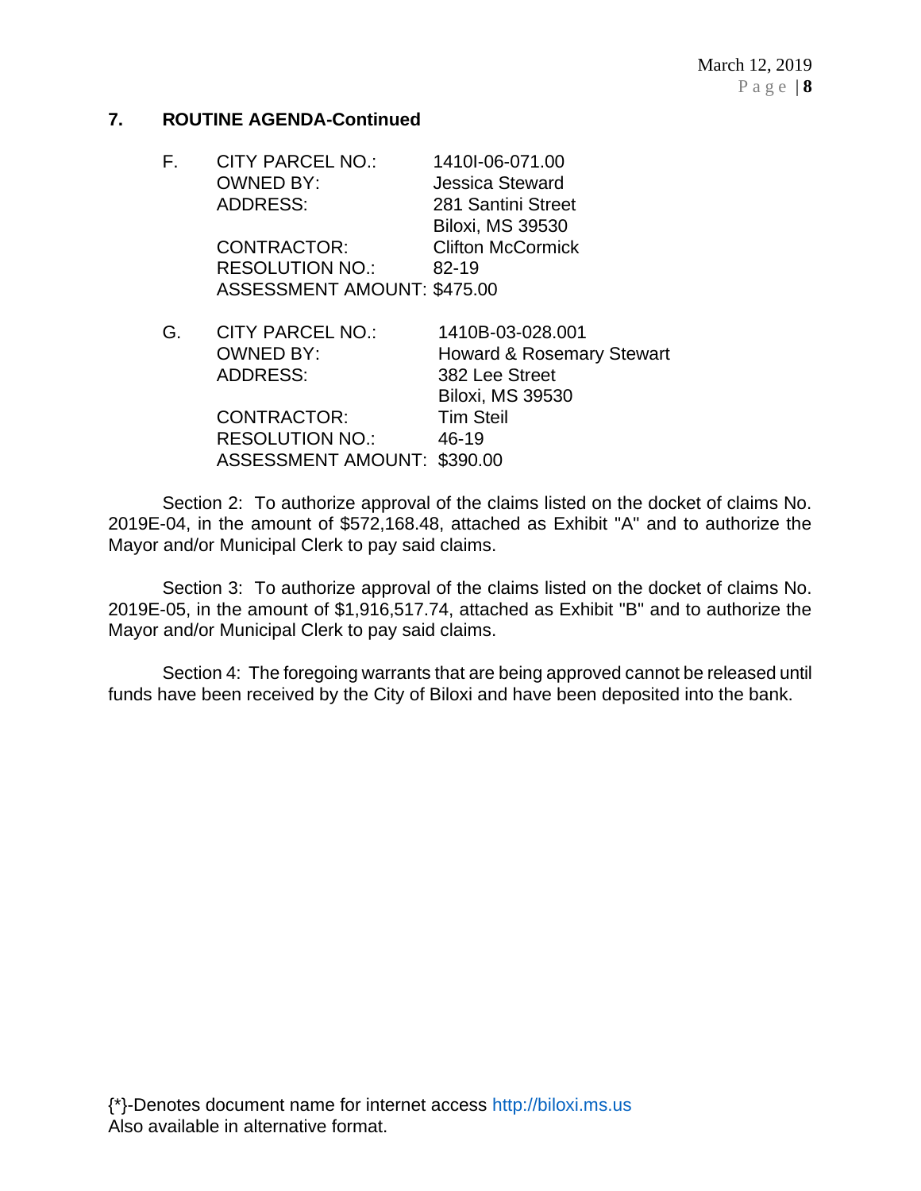## 7. ROUTINE AGENDA-Continued

F.

| | |
|---|---|
| CITY PARCEL NO.: | 1410I-06-071.00 |
| OWNED BY: | Jessica Steward |
| ADDRESS: | 281 Santini Street<br>Biloxi, MS 39530 |
| CONTRACTOR: | Clifton McCormick |
| RESOLUTION NO.: | 82-19 |
| ASSESSMENT AMOUNT: | $475.00 |

G.

| | |
|---|---|
| CITY PARCEL NO.: | 1410B-03-028.001 |
| OWNED BY: | Howard & Rosemary Stewart |
| ADDRESS: | 382 Lee Street<br>Biloxi, MS 39530 |
| CONTRACTOR: | Tim Steil |
| RESOLUTION NO.: | 46-19 |
| ASSESSMENT AMOUNT: | $390.00 |

Section 2: To authorize approval of the claims listed on the docket of claims No. 2019E-04, in the amount of $572,168.48, attached as Exhibit "A" and to authorize the Mayor and/or Municipal Clerk to pay said claims.

Section 3: To authorize approval of the claims listed on the docket of claims No. 2019E-05, in the amount of $1,916,517.74, attached as Exhibit "B" and to authorize the Mayor and/or Municipal Clerk to pay said claims.

Section 4: The foregoing warrants that are being approved cannot be released until funds have been received by the City of Biloxi and have been deposited into the bank.

{*}-Denotes document name for internet access http://biloxi.ms.us
Also available in alternative format.